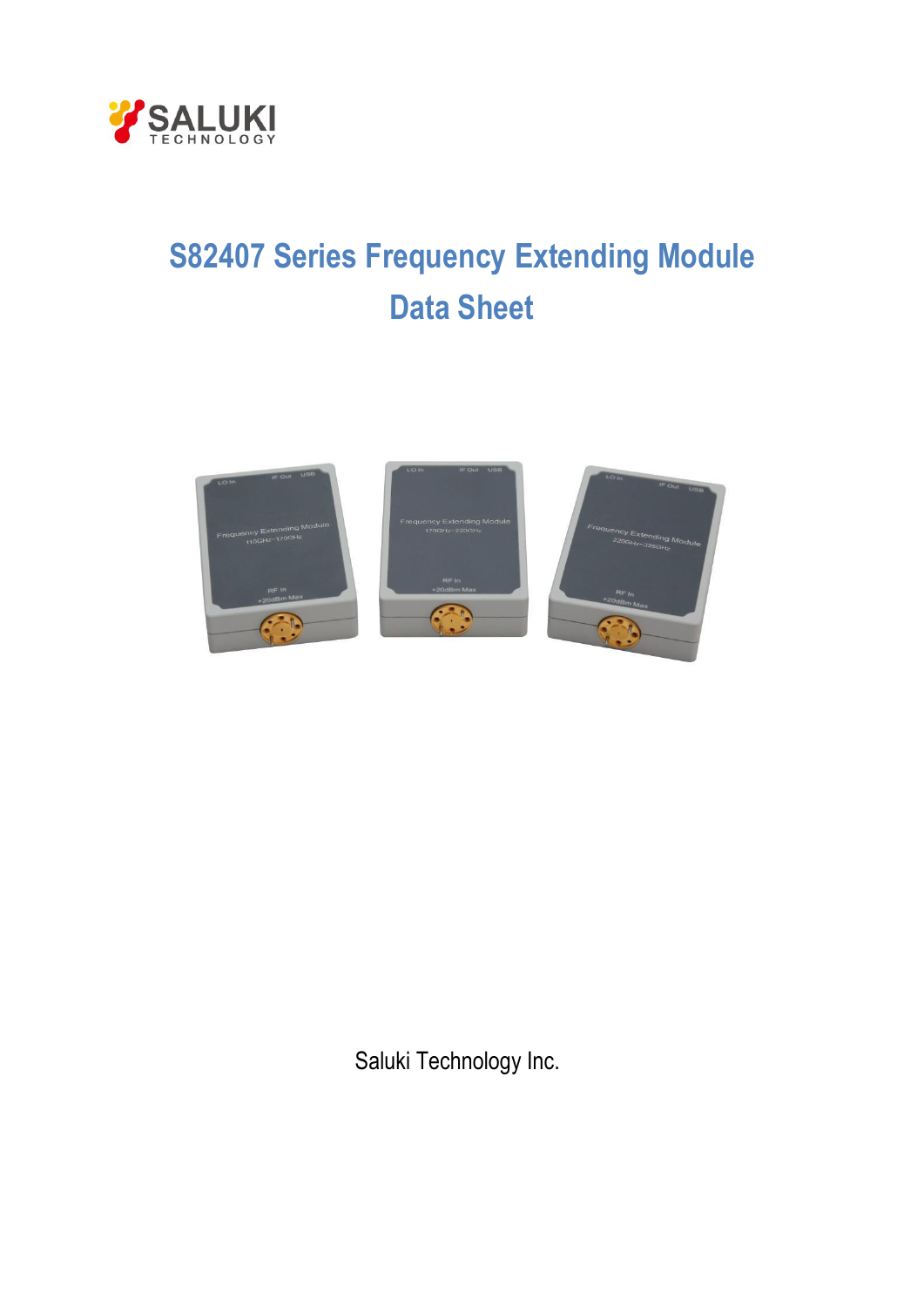# S82407 Series Frequency Extending Module Data Sheet

Saluki Technology Inc.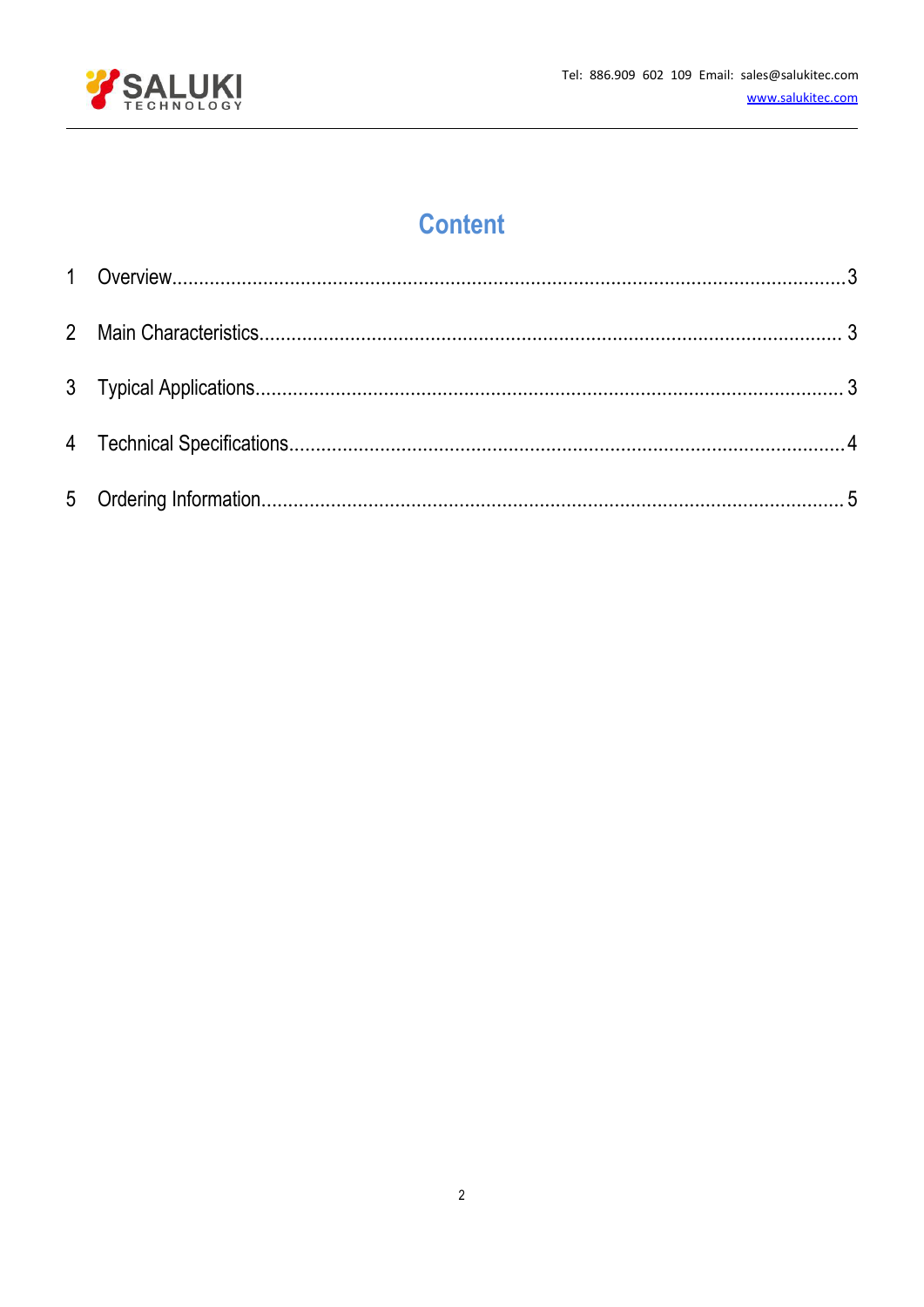# Content

1 Overview......................................................................................................................3

2 Main Characteristics................................................................................................... 3

3 Typical Applications.................................................................................................... 3

4 Technical Specifications..............................................................................................4

5 Ordering Information.................................................................................................. 5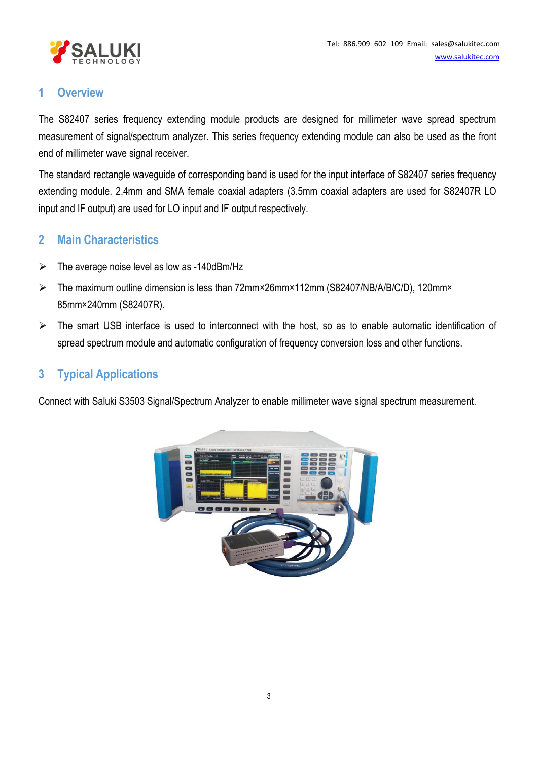## 1 Overview

The S82407 series frequency extending module products are designed for millimeter wave spread spectrum measurement of signal/spectrum analyzer. This series frequency extending module can also be used as the front end of millimeter wave signal receiver.

The standard rectangle waveguide of corresponding band is used for the input interface of S82407 series frequency extending module. 2.4mm and SMA female coaxial adapters (3.5mm coaxial adapters are used for S82407R LO input and IF output) are used for LO input and IF output respectively.

## 2 Main Characteristics

- The average noise level as low as -140dBm/Hz
- The maximum outline dimension is less than 72mm×26mm×112mm (S82407/NB/A/B/C/D), 120mm×85mm×240mm (S82407R).
- The smart USB interface is used to interconnect with the host, so as to enable automatic identification of spread spectrum module and automatic configuration of frequency conversion loss and other functions.

## 3 Typical Applications

Connect with Saluki S3503 Signal/Spectrum Analyzer to enable millimeter wave signal spectrum measurement.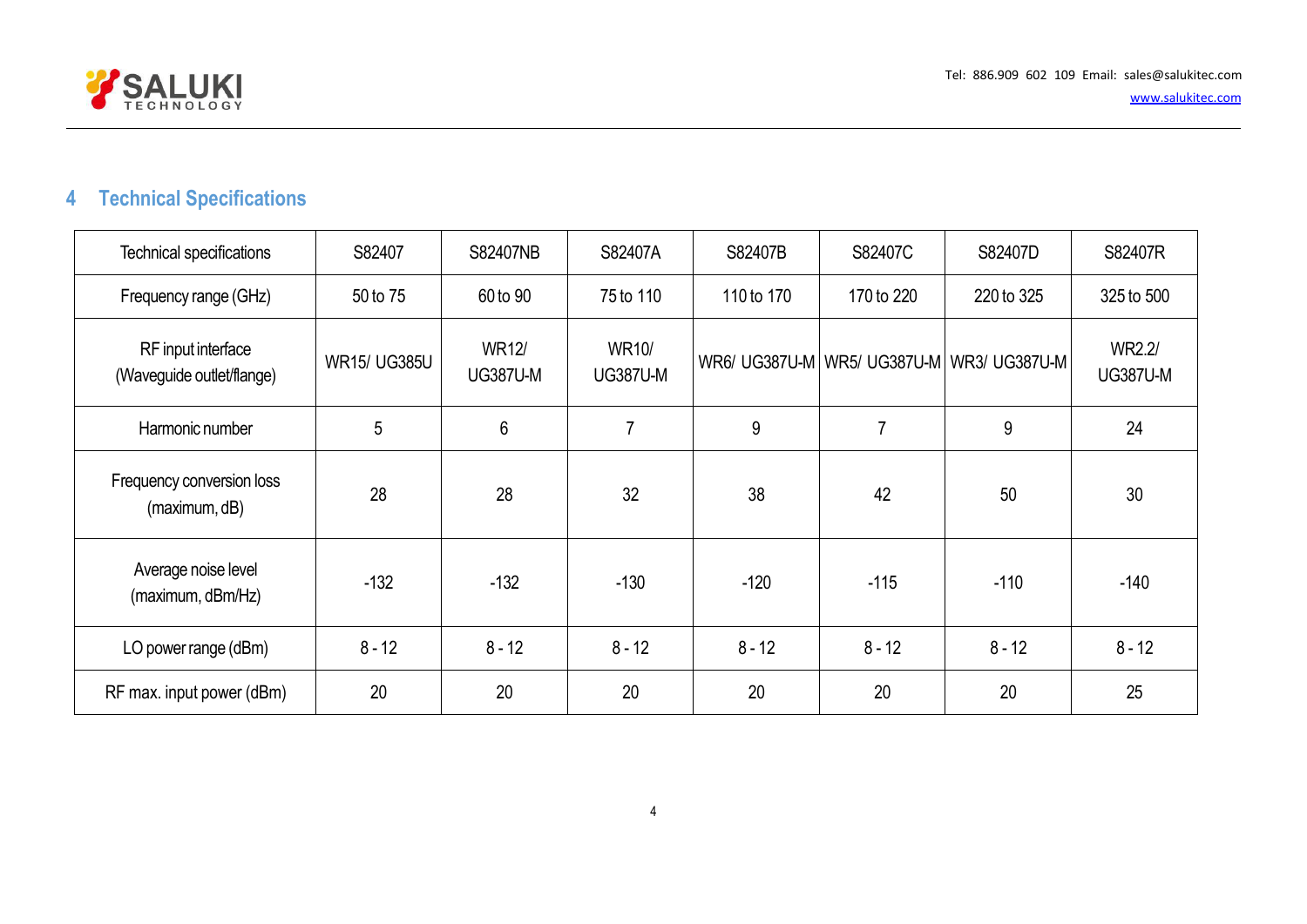## 4 Technical Specifications

| Technical specifications | S82407 | S82407NB | S82407A | S82407B | S82407C | S82407D | S82407R |
|---|---|---|---|---|---|---|---|
| Frequency range (GHz) | 50 to 75 | 60 to 90 | 75 to 110 | 110 to 170 | 170 to 220 | 220 to 325 | 325 to 500 |
| RF input interface (Waveguide outlet/flange) | WR15/ UG385U | WR12/ UG387U-M | WR10/ UG387U-M | WR6/ UG387U-M | WR5/ UG387U-M | WR3/ UG387U-M | WR2.2/ UG387U-M |
| Harmonic number | 5 | 6 | 7 | 9 | 7 | 9 | 24 |
| Frequency conversion loss (maximum, dB) | 28 | 28 | 32 | 38 | 42 | 50 | 30 |
| Average noise level (maximum, dBm/Hz) | -132 | -132 | -130 | -120 | -115 | -110 | -140 |
| LO power range (dBm) | 8 - 12 | 8 - 12 | 8 - 12 | 8 - 12 | 8 - 12 | 8 - 12 | 8 - 12 |
| RF max. input power (dBm) | 20 | 20 | 20 | 20 | 20 | 20 | 25 |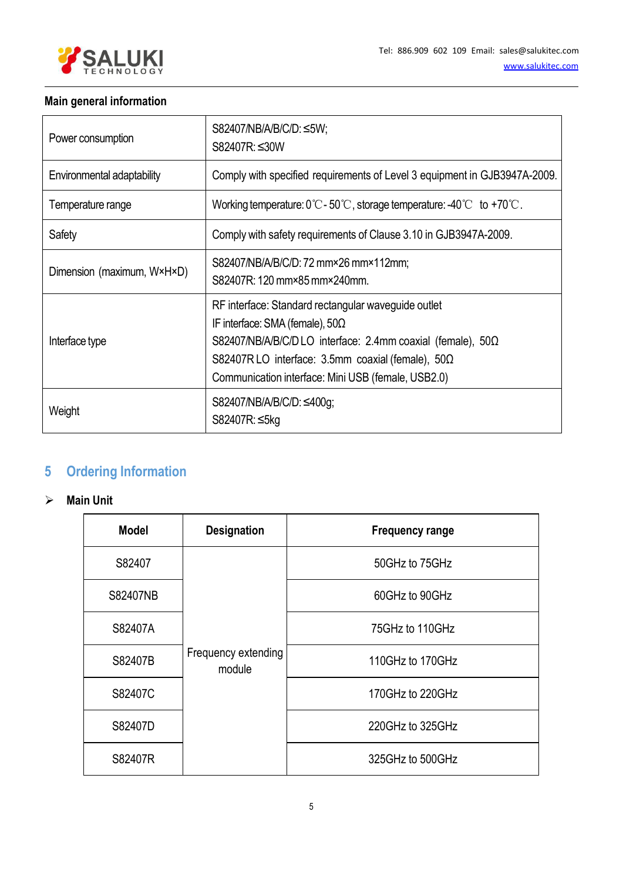**Main general information**

| | |
|---|---|
| Power consumption | S82407/NB/A/B/C/D: ≤5W;<br>S82407R: ≤30W |
| Environmental adaptability | Comply with specified requirements of Level 3 equipment in GJB3947A-2009. |
| Temperature range | Working temperature: 0℃ - 50℃, storage temperature: -40℃ to +70℃. |
| Safety | Comply with safety requirements of Clause 3.10 in GJB3947A-2009. |
| Dimension (maximum, W×H×D) | S82407/NB/A/B/C/D: 72 mm×26 mm×112mm;<br>S82407R: 120 mm×85 mm×240mm. |
| Interface type | RF interface: Standard rectangular waveguide outlet<br>IF interface: SMA (female), 50Ω<br>S82407/NB/A/B/C/D LO interface: 2.4mm coaxial (female), 50Ω<br>S82407R LO interface: 3.5mm coaxial (female), 50Ω<br>Communication interface: Mini USB (female, USB2.0) |
| Weight | S82407/NB/A/B/C/D: ≤400g;<br>S82407R: ≤5kg |

## 5 Ordering Information

- **Main Unit**

| Model | Designation | Frequency range |
|---|---|---|
| S82407 | Frequency extending module | 50GHz to 75GHz |
| S82407NB | | 60GHz to 90GHz |
| S82407A | | 75GHz to 110GHz |
| S82407B | | 110GHz to 170GHz |
| S82407C | | 170GHz to 220GHz |
| S82407D | | 220GHz to 325GHz |
| S82407R | | 325GHz to 500GHz |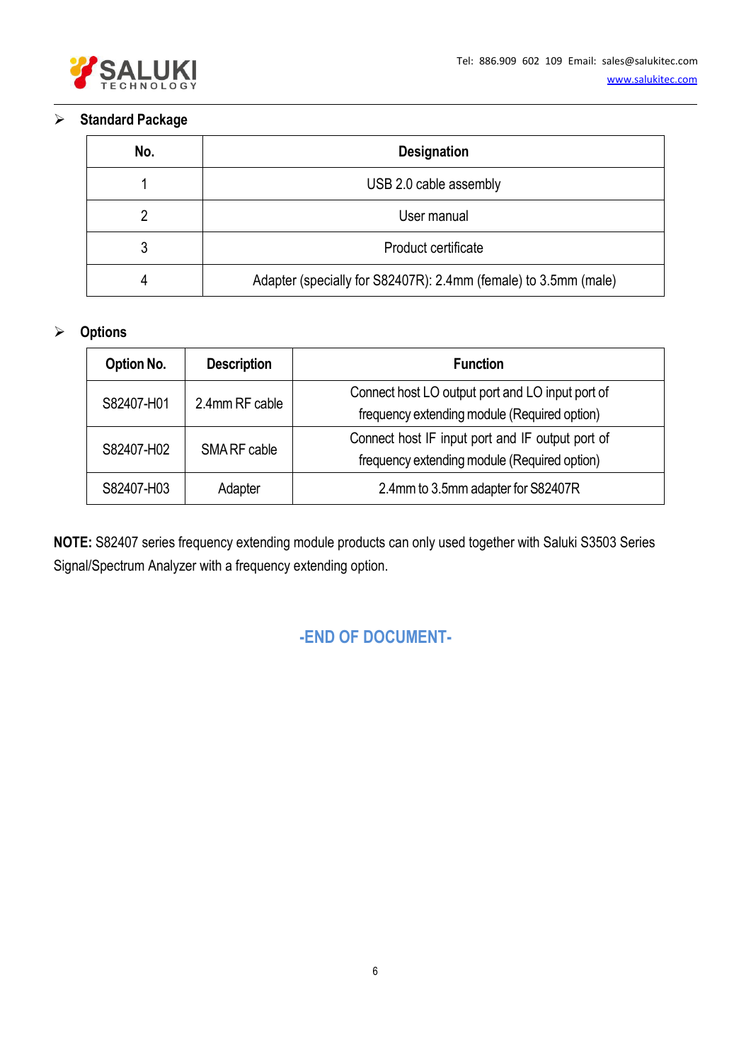## Standard Package

| No. | Designation |
| --- | --- |
| 1 | USB 2.0 cable assembly |
| 2 | User manual |
| 3 | Product certificate |
| 4 | Adapter (specially for S82407R): 2.4mm (female) to 3.5mm (male) |

## Options

| Option No. | Description | Function |
| --- | --- | --- |
| S82407-H01 | 2.4mm RF cable | Connect host LO output port and LO input port of frequency extending module (Required option) |
| S82407-H02 | SMA RF cable | Connect host IF input port and IF output port of frequency extending module (Required option) |
| S82407-H03 | Adapter | 2.4mm to 3.5mm adapter for S82407R |

**NOTE:** S82407 series frequency extending module products can only used together with Saluki S3503 Series Signal/Spectrum Analyzer with a frequency extending option.

**-END OF DOCUMENT-**